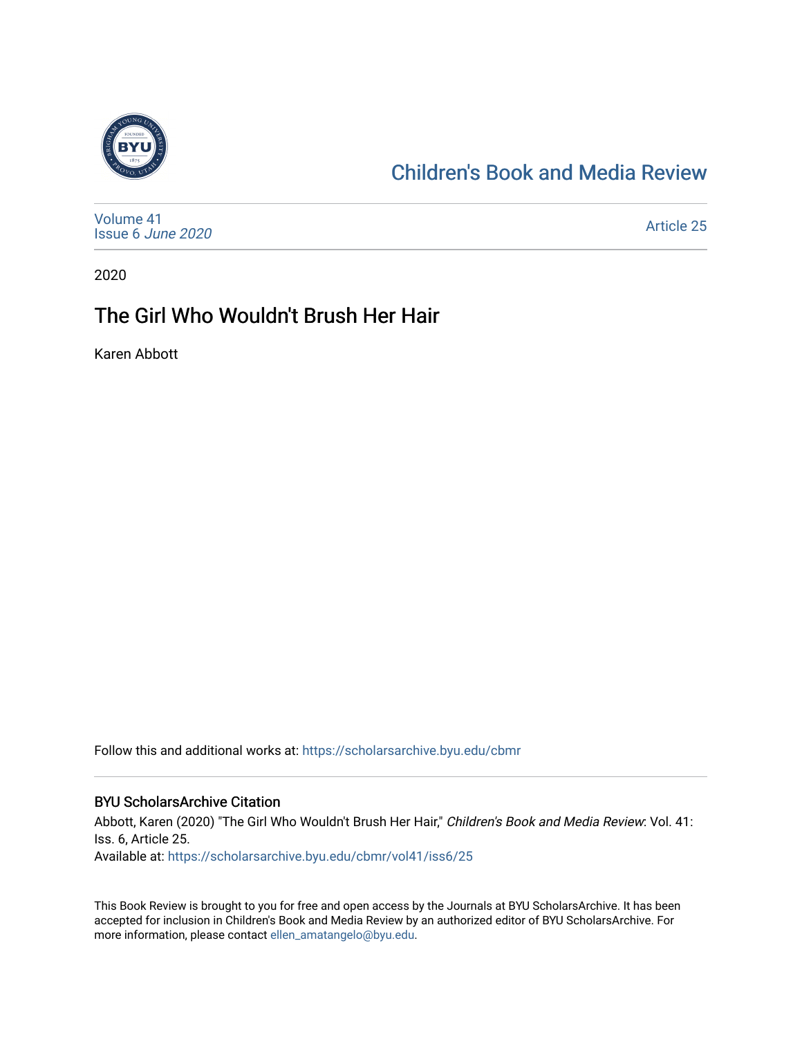[Children's Book and Media Review](https://scholarsarchive.byu.edu/cbmr)

Volume 41
Issue 6 *June 2020*

Article 25

2020

# The Girl Who Wouldn't Brush Her Hair

Karen Abbott

Follow this and additional works at: https://scholarsarchive.byu.edu/cbmr

## BYU ScholarsArchive Citation

Abbott, Karen (2020) "The Girl Who Wouldn't Brush Her Hair," *Children's Book and Media Review*: Vol. 41: Iss. 6, Article 25.
Available at: https://scholarsarchive.byu.edu/cbmr/vol41/iss6/25

This Book Review is brought to you for free and open access by the Journals at BYU ScholarsArchive. It has been accepted for inclusion in Children's Book and Media Review by an authorized editor of BYU ScholarsArchive. For more information, please contact ellen_amatangelo@byu.edu.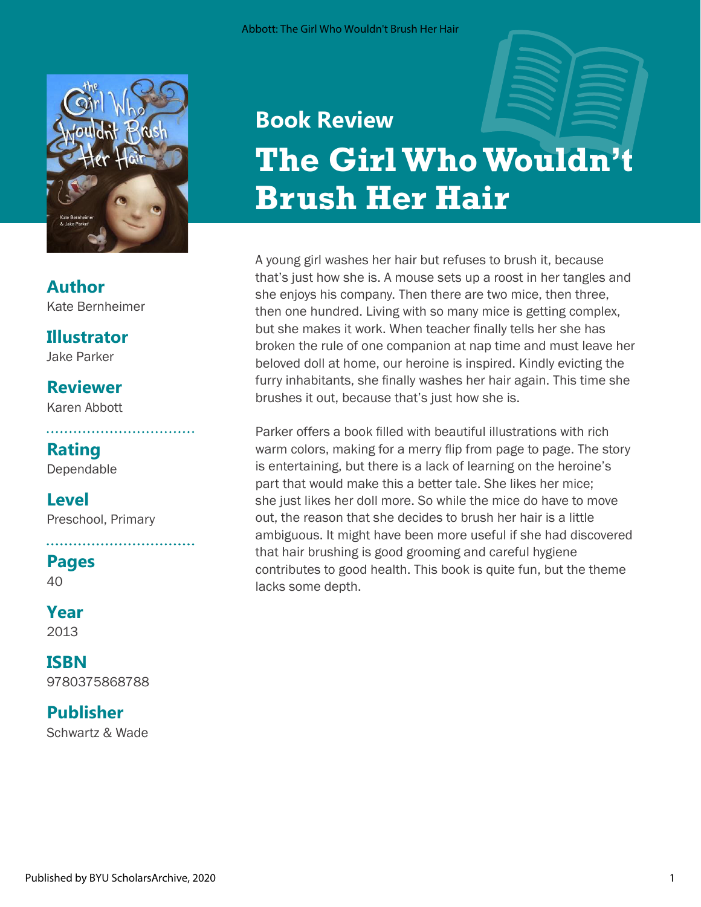## Book Review

# The Girl Who Wouldn't Brush Her Hair

**Author**
Kate Bernheimer

**Illustrator**
Jake Parker

**Reviewer**
Karen Abbott

**Rating**
Dependable

**Level**
Preschool, Primary

**Pages**
40

**Year**
2013

**ISBN**
9780375868788

**Publisher**
Schwartz & Wade

A young girl washes her hair but refuses to brush it, because that's just how she is. A mouse sets up a roost in her tangles and she enjoys his company. Then there are two mice, then three, then one hundred. Living with so many mice is getting complex, but she makes it work. When teacher finally tells her she has broken the rule of one companion at nap time and must leave her beloved doll at home, our heroine is inspired. Kindly evicting the furry inhabitants, she finally washes her hair again. This time she brushes it out, because that's just how she is.

Parker offers a book filled with beautiful illustrations with rich warm colors, making for a merry flip from page to page. The story is entertaining, but there is a lack of learning on the heroine's part that would make this a better tale. She likes her mice; she just likes her doll more. So while the mice do have to move out, the reason that she decides to brush her hair is a little ambiguous. It might have been more useful if she had discovered that hair brushing is good grooming and careful hygiene contributes to good health. This book is quite fun, but the theme lacks some depth.